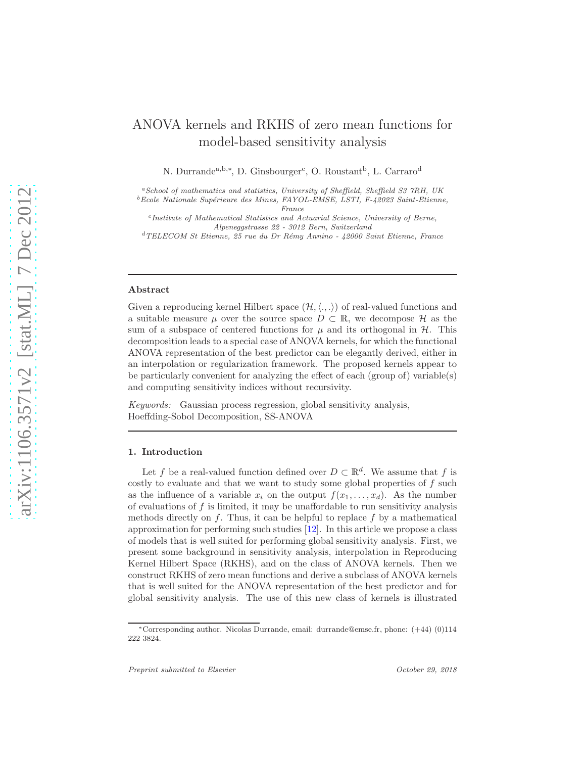# ANOVA kernels and RKHS of zero mean functions for model-based sensitivity analysis

N. Durrande[a,b,*], D. Ginsbourger[c], O. Roustant[b], L. Carraro[d]

[a] *School of mathematics and statistics, University of Sheffield, Sheffield S3 7RH, UK*
[b] *Ecole Nationale Supérieure des Mines, FAYOL-EMSE, LSTI, F-42023 Saint-Etienne, France*
[c] *Institute of Mathematical Statistics and Actuarial Science, University of Berne, Alpeneggstrasse 22 - 3012 Bern, Switzerland*
[d] *TELECOM St Etienne, 25 rue du Dr Rémy Annino - 42000 Saint Etienne, France*

---

### Abstract

Given a reproducing kernel Hilbert space $(\mathcal{H}, \langle ., . \rangle)$ of real-valued functions and a suitable measure $\mu$ over the source space $D \subset \mathbb{R}$, we decompose $\mathcal{H}$ as the sum of a subspace of centered functions for $\mu$ and its orthogonal in $\mathcal{H}$. This decomposition leads to a special case of ANOVA kernels, for which the functional ANOVA representation of the best predictor can be elegantly derived, either in an interpolation or regularization framework. The proposed kernels appear to be particularly convenient for analyzing the effect of each (group of) variable(s) and computing sensitivity indices without recursivity.

*Keywords:* Gaussian process regression, global sensitivity analysis, Hoeffding-Sobol Decomposition, SS-ANOVA

---

## 1. Introduction

Let $f$ be a real-valued function defined over $D \subset \mathbb{R}^d$. We assume that $f$ is costly to evaluate and that we want to study some global properties of $f$ such as the influence of a variable $x_i$ on the output $f(x_1, \dots, x_d)$. As the number of evaluations of $f$ is limited, it may be unaffordable to run sensitivity analysis methods directly on $f$. Thus, it can be helpful to replace $f$ by a mathematical approximation for performing such studies [12]. In this article we propose a class of models that is well suited for performing global sensitivity analysis. First, we present some background in sensitivity analysis, interpolation in Reproducing Kernel Hilbert Space (RKHS), and on the class of ANOVA kernels. Then we construct RKHS of zero mean functions and derive a subclass of ANOVA kernels that is well suited for the ANOVA representation of the best predictor and for global sensitivity analysis. The use of this new class of kernels is illustrated

*Corresponding author. Nicolas Durrande, email: durrande@emse.fr, phone: (+44) (0)114 222 3824.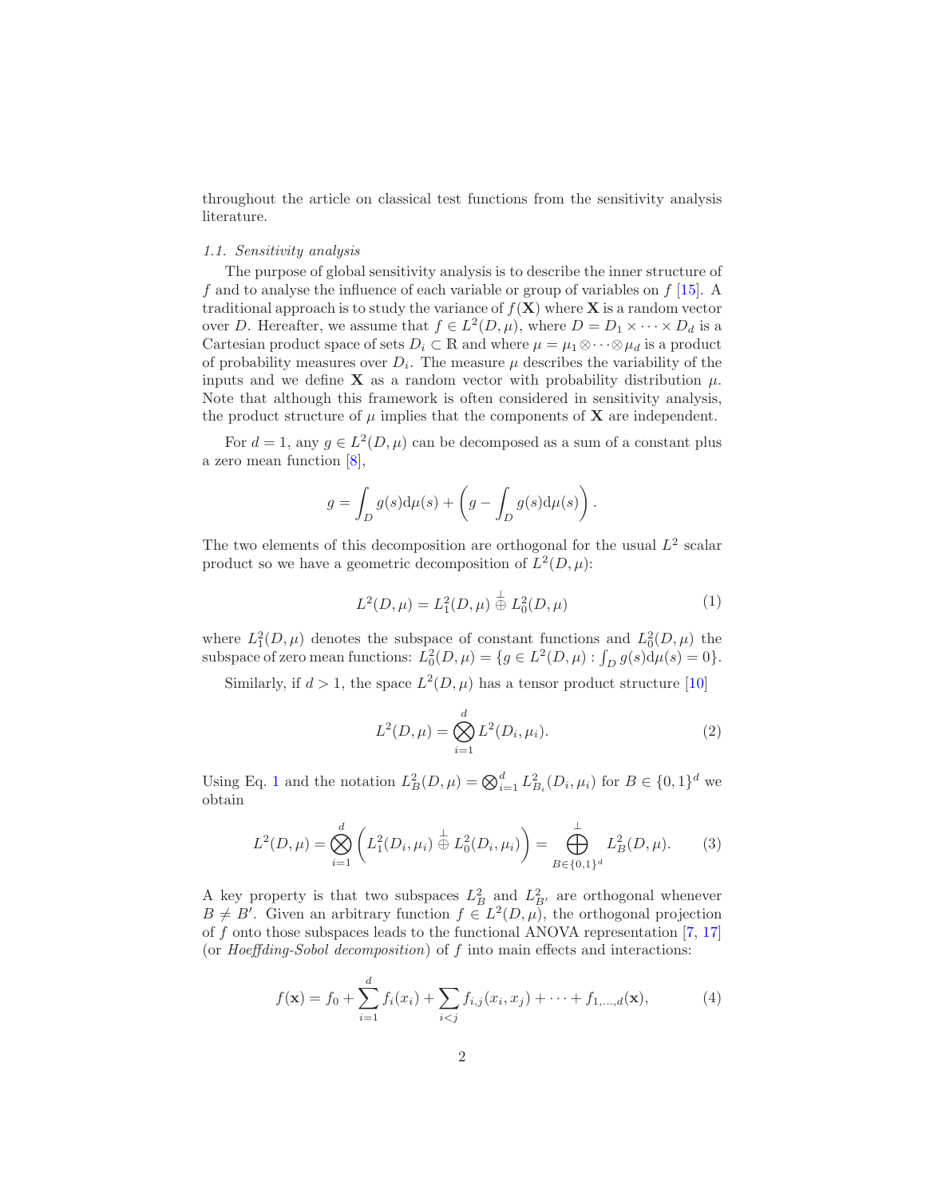throughout the article on classical test functions from the sensitivity analysis literature.

### 1.1. Sensitivity analysis

The purpose of global sensitivity analysis is to describe the inner structure of $f$ and to analyse the influence of each variable or group of variables on $f$ [15]. A traditional approach is to study the variance of $f(\mathbf{X})$ where $\mathbf{X}$ is a random vector over $D$. Hereafter, we assume that $f \in L^2(D, \mu)$, where $D = D_1 \times \cdots \times D_d$ is a Cartesian product space of sets $D_i \subset \mathbb{R}$ and where $\mu = \mu_1 \otimes \cdots \otimes \mu_d$ is a product of probability measures over $D_i$. The measure $\mu$ describes the variability of the inputs and we define $\mathbf{X}$ as a random vector with probability distribution $\mu$. Note that although this framework is often considered in sensitivity analysis, the product structure of $\mu$ implies that the components of $\mathbf{X}$ are independent.

For $d = 1$, any $g \in L^2(D, \mu)$ can be decomposed as a sum of a constant plus a zero mean function [8],

$$g = \int_D g(s) \mathrm{d}\mu(s) + \left( g - \int_D g(s) \mathrm{d}\mu(s) \right).$$

The two elements of this decomposition are orthogonal for the usual $L^2$ scalar product so we have a geometric decomposition of $L^2(D, \mu)$:

$$L^2(D, \mu) = L^2_1(D, \mu) \overset{\perp}{\oplus} L^2_0(D, \mu) \tag{1}$$

where $L^2_1(D, \mu)$ denotes the subspace of constant functions and $L^2_0(D, \mu)$ the subspace of zero mean functions: $L^2_0(D, \mu) = \{g \in L^2(D, \mu) : \int_D g(s) \mathrm{d}\mu(s) = 0\}$.

Similarly, if $d > 1$, the space $L^2(D, \mu)$ has a tensor product structure [10]

$$L^2(D, \mu) = \bigotimes_{i=1}^{d} L^2(D_i, \mu_i). \tag{2}$$

Using Eq. 1 and the notation $L^2_B(D, \mu) = \bigotimes_{i=1}^{d} L^2_{B_i}(D_i, \mu_i)$ for $B \in \{0, 1\}^d$ we obtain

$$L^2(D, \mu) = \bigotimes_{i=1}^{d} \left( L^2_1(D_i, \mu_i) \overset{\perp}{\oplus} L^2_0(D_i, \mu_i) \right) = \overset{\perp}{\bigoplus_{B \in \{0,1\}^d}} L^2_B(D, \mu). \tag{3}$$

A key property is that two subspaces $L^2_B$ and $L^2_{B'}$ are orthogonal whenever $B \neq B'$. Given an arbitrary function $f \in L^2(D, \mu)$, the orthogonal projection of $f$ onto those subspaces leads to the functional ANOVA representation [7, 17] (or *Hoeffding-Sobol decomposition*) of $f$ into main effects and interactions:

$$f(\mathbf{x}) = f_0 + \sum_{i=1}^{d} f_i(x_i) + \sum_{i<j} f_{i,j}(x_i, x_j) + \cdots + f_{1,\ldots,d}(\mathbf{x}), \tag{4}$$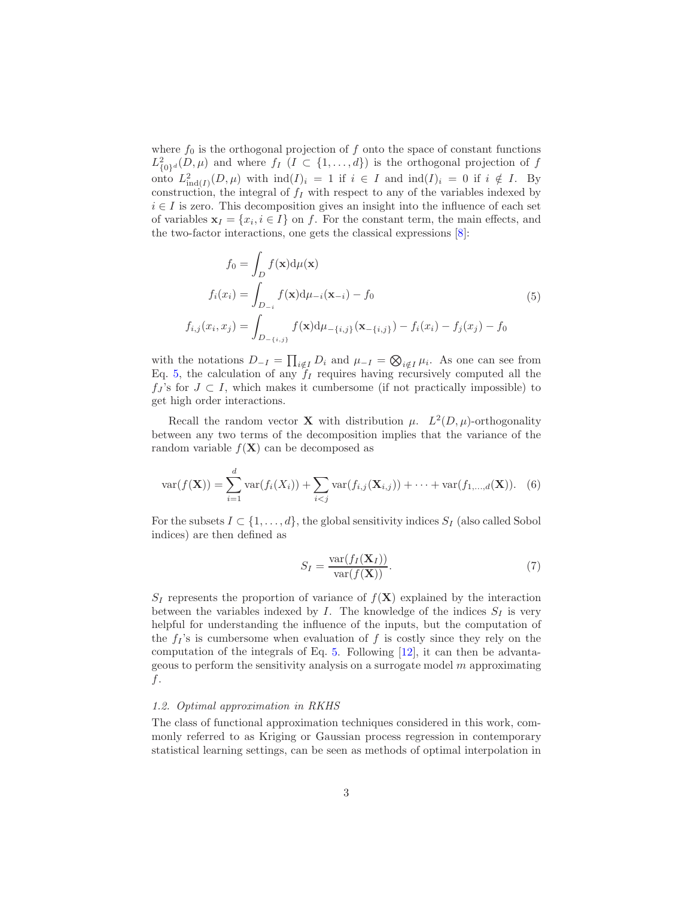where $f_0$ is the orthogonal projection of $f$ onto the space of constant functions $L^2_{\{0\}^d}(D, \mu)$ and where $f_I$ ($I \subset \{1, \dots, d\}$) is the orthogonal projection of $f$ onto $L^2_{\mathrm{ind}(I)}(D, \mu)$ with $\mathrm{ind}(I)_i = 1$ if $i \in I$ and $\mathrm{ind}(I)_i = 0$ if $i \notin I$. By construction, the integral of $f_I$ with respect to any of the variables indexed by $i \in I$ is zero. This decomposition gives an insight into the influence of each set of variables $\mathbf{x}_I = \{x_i, i \in I\}$ on $f$. For the constant term, the main effects, and the two-factor interactions, one gets the classical expressions [8]:

$$
\begin{aligned}
f_0 &= \int_D f(\mathbf{x}) \mathrm{d}\mu(\mathbf{x}) \\
f_i(x_i) &= \int_{D_{-i}} f(\mathbf{x}) \mathrm{d}\mu_{-i}(\mathbf{x}_{-i}) - f_0 \\
f_{i,j}(x_i, x_j) &= \int_{D_{-\{i,j\}}} f(\mathbf{x}) \mathrm{d}\mu_{-\{i,j\}}(\mathbf{x}_{-\{i,j\}}) - f_i(x_i) - f_j(x_j) - f_0
\end{aligned}
\tag{5}
$$

with the notations $D_{-I} = \prod_{i \notin I} D_i$ and $\mu_{-I} = \bigotimes_{i \notin I} \mu_i$. As one can see from Eq. 5, the calculation of any $f_I$ requires having recursively computed all the $f_J$'s for $J \subset I$, which makes it cumbersome (if not practically impossible) to get high order interactions.

Recall the random vector $\mathbf{X}$ with distribution $\mu$. $L^2(D, \mu)$-orthogonality between any two terms of the decomposition implies that the variance of the random variable $f(\mathbf{X})$ can be decomposed as

$$
\mathrm{var}(f(\mathbf{X})) = \sum_{i=1}^{d} \mathrm{var}(f_i(X_i)) + \sum_{i<j} \mathrm{var}(f_{i,j}(\mathbf{X}_{i,j})) + \cdots + \mathrm{var}(f_{1,\dots,d}(\mathbf{X})). \tag{6}
$$

For the subsets $I \subset \{1, \dots, d\}$, the global sensitivity indices $S_I$ (also called Sobol indices) are then defined as

$$
S_I = \frac{\mathrm{var}(f_I(\mathbf{X}_I))}{\mathrm{var}(f(\mathbf{X}))}. \tag{7}
$$

$S_I$ represents the proportion of variance of $f(\mathbf{X})$ explained by the interaction between the variables indexed by $I$. The knowledge of the indices $S_I$ is very helpful for understanding the influence of the inputs, but the computation of the $f_I$'s is cumbersome when evaluation of $f$ is costly since they rely on the computation of the integrals of Eq. 5. Following [12], it can then be advantageous to perform the sensitivity analysis on a surrogate model $m$ approximating $f$.

### 1.2. Optimal approximation in RKHS

The class of functional approximation techniques considered in this work, commonly referred to as Kriging or Gaussian process regression in contemporary statistical learning settings, can be seen as methods of optimal interpolation in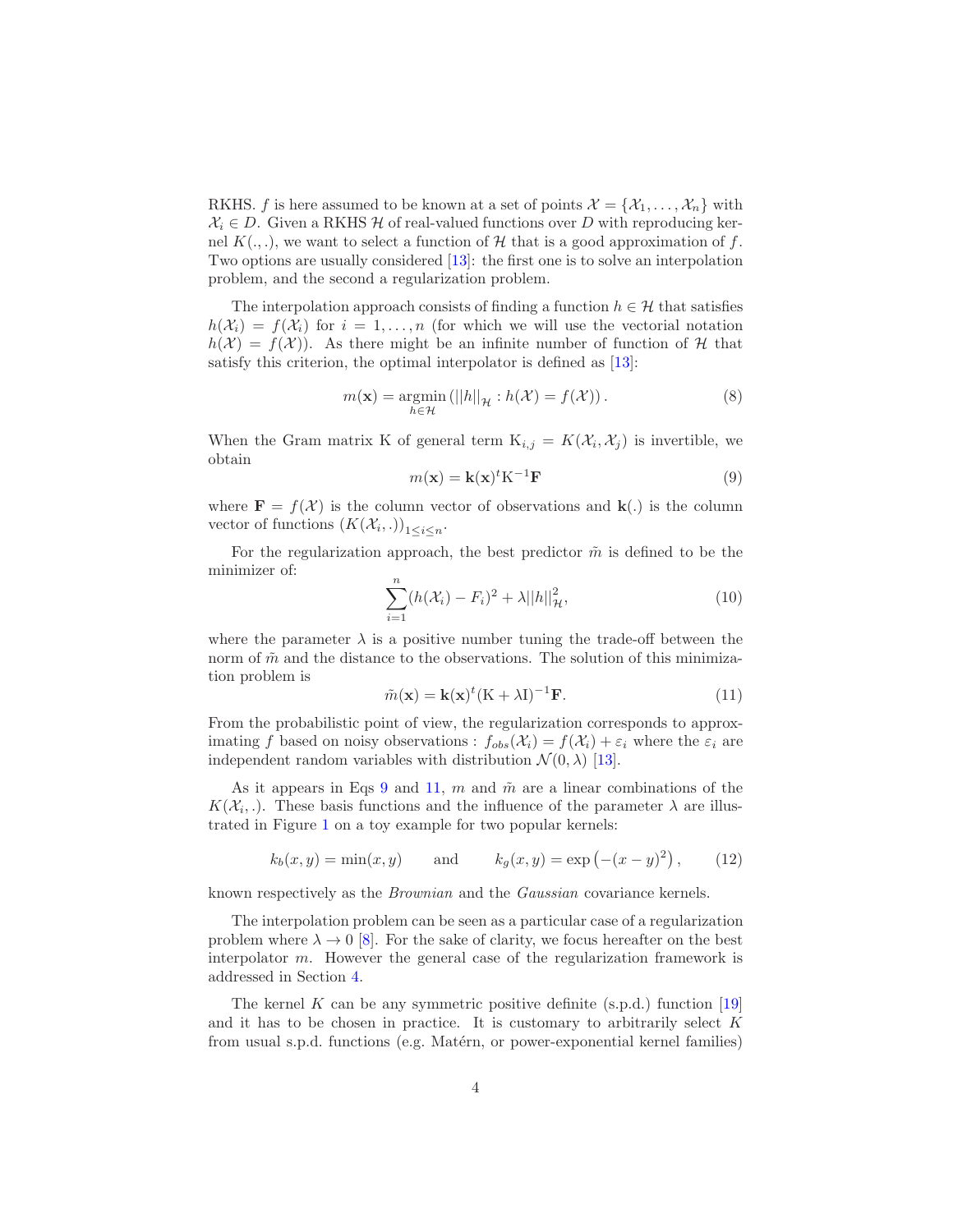RKHS. $f$ is here assumed to be known at a set of points $\mathcal{X} = \{\mathcal{X}_1, \dots, \mathcal{X}_n\}$ with $\mathcal{X}_i \in D$. Given a RKHS $\mathcal{H}$ of real-valued functions over $D$ with reproducing kernel $K(.,.)$, we want to select a function of $\mathcal{H}$ that is a good approximation of $f$. Two options are usually considered [13]: the first one is to solve an interpolation problem, and the second a regularization problem.

The interpolation approach consists of finding a function $h \in \mathcal{H}$ that satisfies $h(\mathcal{X}_i) = f(\mathcal{X}_i)$ for $i = 1, \dots, n$ (for which we will use the vectorial notation $h(\mathcal{X}) = f(\mathcal{X})$). As there might be an infinite number of function of $\mathcal{H}$ that satisfy this criterion, the optimal interpolator is defined as [13]:

$$m(\mathbf{x}) = \underset{h \in \mathcal{H}}{\operatorname{argmin}} \left( ||h||_{\mathcal{H}} : h(\mathcal{X}) = f(\mathcal{X}) \right). \tag{8}$$

When the Gram matrix K of general term $\mathrm{K}_{i,j} = K(\mathcal{X}_i, \mathcal{X}_j)$ is invertible, we obtain

$$m(\mathbf{x}) = \mathbf{k}(\mathbf{x})^t \mathrm{K}^{-1} \mathbf{F} \tag{9}$$

where $\mathbf{F} = f(\mathcal{X})$ is the column vector of observations and $\mathbf{k}(.)$ is the column vector of functions $(K(\mathcal{X}_i, .))_{1 \leq i \leq n}$.

For the regularization approach, the best predictor $\tilde{m}$ is defined to be the minimizer of:

$$\sum_{i=1}^{n} (h(\mathcal{X}_i) - F_i)^2 + \lambda ||h||_{\mathcal{H}}^2, \tag{10}$$

where the parameter $\lambda$ is a positive number tuning the trade-off between the norm of $\tilde{m}$ and the distance to the observations. The solution of this minimization problem is

$$\tilde{m}(\mathbf{x}) = \mathbf{k}(\mathbf{x})^t (\mathrm{K} + \lambda \mathrm{I})^{-1} \mathbf{F}. \tag{11}$$

From the probabilistic point of view, the regularization corresponds to approximating $f$ based on noisy observations : $f_{obs}(\mathcal{X}_i) = f(\mathcal{X}_i) + \varepsilon_i$ where the $\varepsilon_i$ are independent random variables with distribution $\mathcal{N}(0, \lambda)$ [13].

As it appears in Eqs 9 and 11, $m$ and $\tilde{m}$ are a linear combinations of the $K(\mathcal{X}_i, .)$. These basis functions and the influence of the parameter $\lambda$ are illustrated in Figure 1 on a toy example for two popular kernels:

$$k_b(x, y) = \min(x, y) \qquad \text{and} \qquad k_g(x, y) = \exp\left(-(x - y)^2\right), \tag{12}$$

known respectively as the *Brownian* and the *Gaussian* covariance kernels.

The interpolation problem can be seen as a particular case of a regularization problem where $\lambda \to 0$ [8]. For the sake of clarity, we focus hereafter on the best interpolator $m$. However the general case of the regularization framework is addressed in Section 4.

The kernel $K$ can be any symmetric positive definite (s.p.d.) function [19] and it has to be chosen in practice. It is customary to arbitrarily select $K$ from usual s.p.d. functions (e.g. Matérn, or power-exponential kernel families)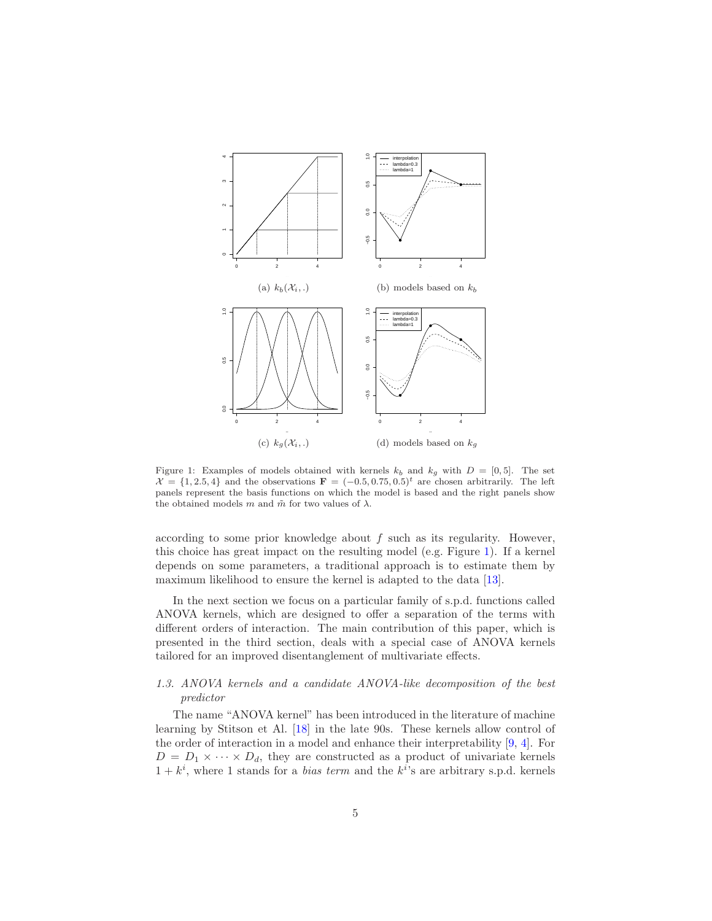(a) $k_b(\mathcal{X}_i, .)$

(b) models based on $k_b$

(c) $k_g(\mathcal{X}_i, .)$

(d) models based on $k_g$

Figure 1: Examples of models obtained with kernels $k_b$ and $k_g$ with $D = [0, 5]$. The set $\mathcal{X} = \{1, 2.5, 4\}$ and the observations $\mathbf{F} = (-0.5, 0.75, 0.5)^t$ are chosen arbitrarily. The left panels represent the basis functions on which the model is based and the right panels show the obtained models $m$ and $\tilde{m}$ for two values of $\lambda$.

according to some prior knowledge about $f$ such as its regularity. However, this choice has great impact on the resulting model (e.g. Figure 1). If a kernel depends on some parameters, a traditional approach is to estimate them by maximum likelihood to ensure the kernel is adapted to the data [13].

In the next section we focus on a particular family of s.p.d. functions called ANOVA kernels, which are designed to offer a separation of the terms with different orders of interaction. The main contribution of this paper, which is presented in the third section, deals with a special case of ANOVA kernels tailored for an improved disentanglement of multivariate effects.

### *1.3. ANOVA kernels and a candidate ANOVA-like decomposition of the best predictor*

The name “ANOVA kernel” has been introduced in the literature of machine learning by Stitson et Al. [18] in the late 90s. These kernels allow control of the order of interaction in a model and enhance their interpretability [9, 4]. For $D = D_1 \times \cdots \times D_d$, they are constructed as a product of univariate kernels $1 + k^i$, where 1 stands for a *bias term* and the $k^i$'s are arbitrary s.p.d. kernels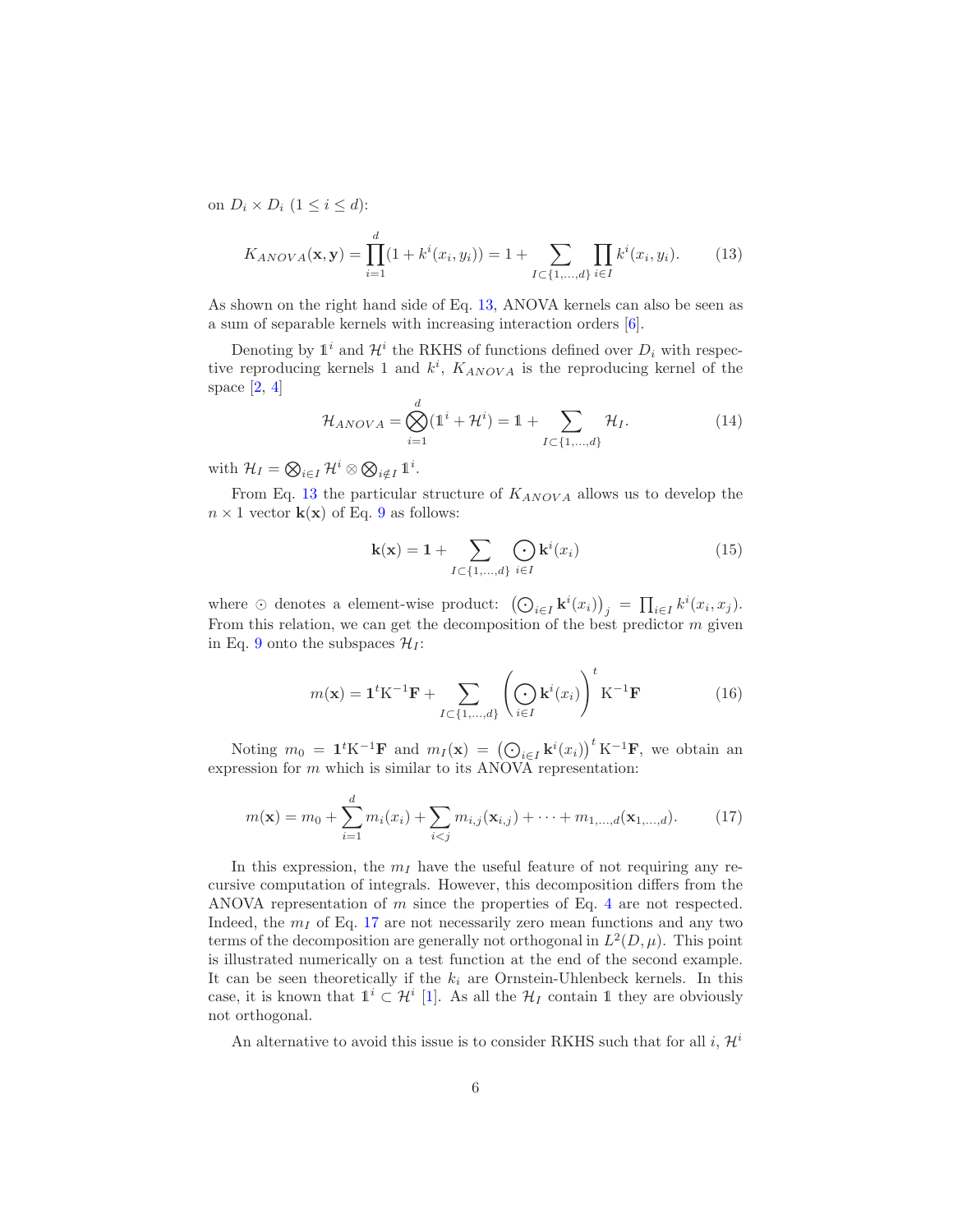on $D_i \times D_i$ ($1 \leq i \leq d$):

$$K_{ANOVA}(\mathbf{x}, \mathbf{y}) = \prod_{i=1}^{d}(1 + k^i(x_i, y_i)) = 1 + \sum_{I \subset \{1,\dots,d\}} \prod_{i \in I} k^i(x_i, y_i). \tag{13}$$

As shown on the right hand side of Eq. 13, ANOVA kernels can also be seen as a sum of separable kernels with increasing interaction orders [6].

Denoting by $\mathbb{1}^i$ and $\mathcal{H}^i$ the RKHS of functions defined over $D_i$ with respective reproducing kernels 1 and $k^i$, $K_{ANOVA}$ is the reproducing kernel of the space [2, 4]

$$\mathcal{H}_{ANOVA} = \bigotimes_{i=1}^{d}(\mathbb{1}^i + \mathcal{H}^i) = \mathbb{1} + \sum_{I \subset \{1,\dots,d\}} \mathcal{H}_I. \tag{14}$$

with $\mathcal{H}_I = \bigotimes_{i \in I} \mathcal{H}^i \otimes \bigotimes_{i \notin I} \mathbb{1}^i$.

From Eq. 13 the particular structure of $K_{ANOVA}$ allows us to develop the $n \times 1$ vector $\mathbf{k}(\mathbf{x})$ of Eq. 9 as follows:

$$\mathbf{k}(\mathbf{x}) = \mathbf{1} + \sum_{I \subset \{1,\dots,d\}} \bigodot_{i \in I} \mathbf{k}^i(x_i) \tag{15}$$

where $\odot$ denotes a element-wise product: $\left(\bigodot_{i \in I} \mathbf{k}^i(x_i)\right)_j = \prod_{i \in I} k^i(x_i, x_j)$. From this relation, we can get the decomposition of the best predictor $m$ given in Eq. 9 onto the subspaces $\mathcal{H}_I$:

$$m(\mathbf{x}) = \mathbf{1}^t \mathrm{K}^{-1}\mathbf{F} + \sum_{I \subset \{1,\dots,d\}} \left(\bigodot_{i \in I} \mathbf{k}^i(x_i)\right)^t \mathrm{K}^{-1}\mathbf{F} \tag{16}$$

Noting $m_0 = \mathbf{1}^t \mathrm{K}^{-1}\mathbf{F}$ and $m_I(\mathbf{x}) = \left(\bigodot_{i \in I} \mathbf{k}^i(x_i)\right)^t \mathrm{K}^{-1}\mathbf{F}$, we obtain an expression for $m$ which is similar to its ANOVA representation:

$$m(\mathbf{x}) = m_0 + \sum_{i=1}^{d} m_i(x_i) + \sum_{i<j} m_{i,j}(\mathbf{x}_{i,j}) + \dots + m_{1,\dots,d}(\mathbf{x}_{1,\dots,d}). \tag{17}$$

In this expression, the $m_I$ have the useful feature of not requiring any recursive computation of integrals. However, this decomposition differs from the ANOVA representation of $m$ since the properties of Eq. 4 are not respected. Indeed, the $m_I$ of Eq. 17 are not necessarily zero mean functions and any two terms of the decomposition are generally not orthogonal in $L^2(D, \mu)$. This point is illustrated numerically on a test function at the end of the second example. It can be seen theoretically if the $k_i$ are Ornstein-Uhlenbeck kernels. In this case, it is known that $\mathbb{1}^i \subset \mathcal{H}^i$ [1]. As all the $\mathcal{H}_I$ contain $\mathbb{1}$ they are obviously not orthogonal.

An alternative to avoid this issue is to consider RKHS such that for all $i$, $\mathcal{H}^i$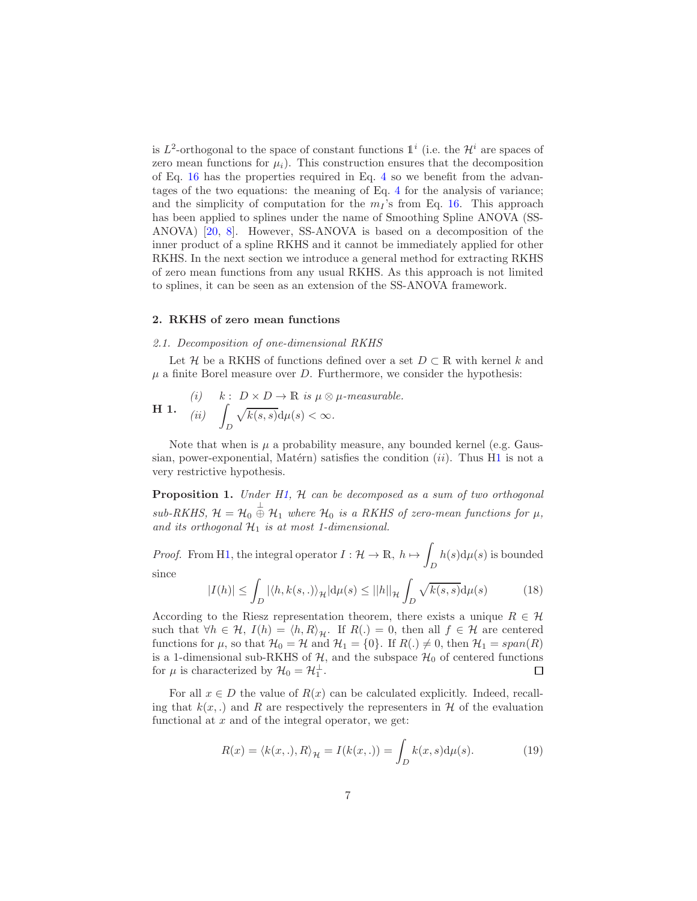is $L^2$-orthogonal to the space of constant functions $\mathbb{1}^i$ (i.e. the $\mathcal{H}^i$ are spaces of zero mean functions for $\mu_i$). This construction ensures that the decomposition of Eq. 16 has the properties required in Eq. 4 so we benefit from the advantages of the two equations: the meaning of Eq. 4 for the analysis of variance; and the simplicity of computation for the $m_I$'s from Eq. 16. This approach has been applied to splines under the name of Smoothing Spline ANOVA (SS-ANOVA) [20, 8]. However, SS-ANOVA is based on a decomposition of the inner product of a spline RKHS and it cannot be immediately applied for other RKHS. In the next section we introduce a general method for extracting RKHS of zero mean functions from any usual RKHS. As this approach is not limited to splines, it can be seen as an extension of the SS-ANOVA framework.

## 2. RKHS of zero mean functions

### 2.1. Decomposition of one-dimensional RKHS

Let $\mathcal{H}$ be a RKHS of functions defined over a set $D \subset \mathbb{R}$ with kernel $k$ and $\mu$ a finite Borel measure over $D$. Furthermore, we consider the hypothesis:

**H 1.** *(i)* $k : D \times D \to \mathbb{R}$ *is* $\mu \otimes \mu$*-measurable.*
*(ii)* $\displaystyle\int_D \sqrt{k(s,s)}\mathrm{d}\mu(s) < \infty.$

Note that when is $\mu$ a probability measure, any bounded kernel (e.g. Gaussian, power-exponential, Matérn) satisfies the condition $(ii)$. Thus H1 is not a very restrictive hypothesis.

**Proposition 1.** *Under H1, $\mathcal{H}$ can be decomposed as a sum of two orthogonal sub-RKHS, $\mathcal{H} = \mathcal{H}_0 \overset{\perp}{\oplus} \mathcal{H}_1$ where $\mathcal{H}_0$ is a RKHS of zero-mean functions for $\mu$, and its orthogonal $\mathcal{H}_1$ is at most 1-dimensional.*

*Proof.* From H1, the integral operator $I : \mathcal{H} \to \mathbb{R},\ h \mapsto \displaystyle\int_D h(s)\mathrm{d}\mu(s)$ is bounded since

$$|I(h)| \leq \int_D |\langle h, k(s,.)\rangle_{\mathcal{H}}| \mathrm{d}\mu(s) \leq ||h||_{\mathcal{H}} \int_D \sqrt{k(s,s)}\mathrm{d}\mu(s) \tag{18}$$

According to the Riesz representation theorem, there exists a unique $R \in \mathcal{H}$ such that $\forall h \in \mathcal{H},\ I(h) = \langle h, R\rangle_{\mathcal{H}}$. If $R(.) = 0$, then all $f \in \mathcal{H}$ are centered functions for $\mu$, so that $\mathcal{H}_0 = \mathcal{H}$ and $\mathcal{H}_1 = \{0\}$. If $R(.) \neq 0$, then $\mathcal{H}_1 = span(R)$ is a 1-dimensional sub-RKHS of $\mathcal{H}$, and the subspace $\mathcal{H}_0$ of centered functions for $\mu$ is characterized by $\mathcal{H}_0 = \mathcal{H}_1^{\perp}$. □

For all $x \in D$ the value of $R(x)$ can be calculated explicitly. Indeed, recalling that $k(x,.)$ and $R$ are respectively the representers in $\mathcal{H}$ of the evaluation functional at $x$ and of the integral operator, we get:

$$R(x) = \langle k(x,.), R\rangle_{\mathcal{H}} = I(k(x,.)) = \int_D k(x,s)\mathrm{d}\mu(s). \tag{19}$$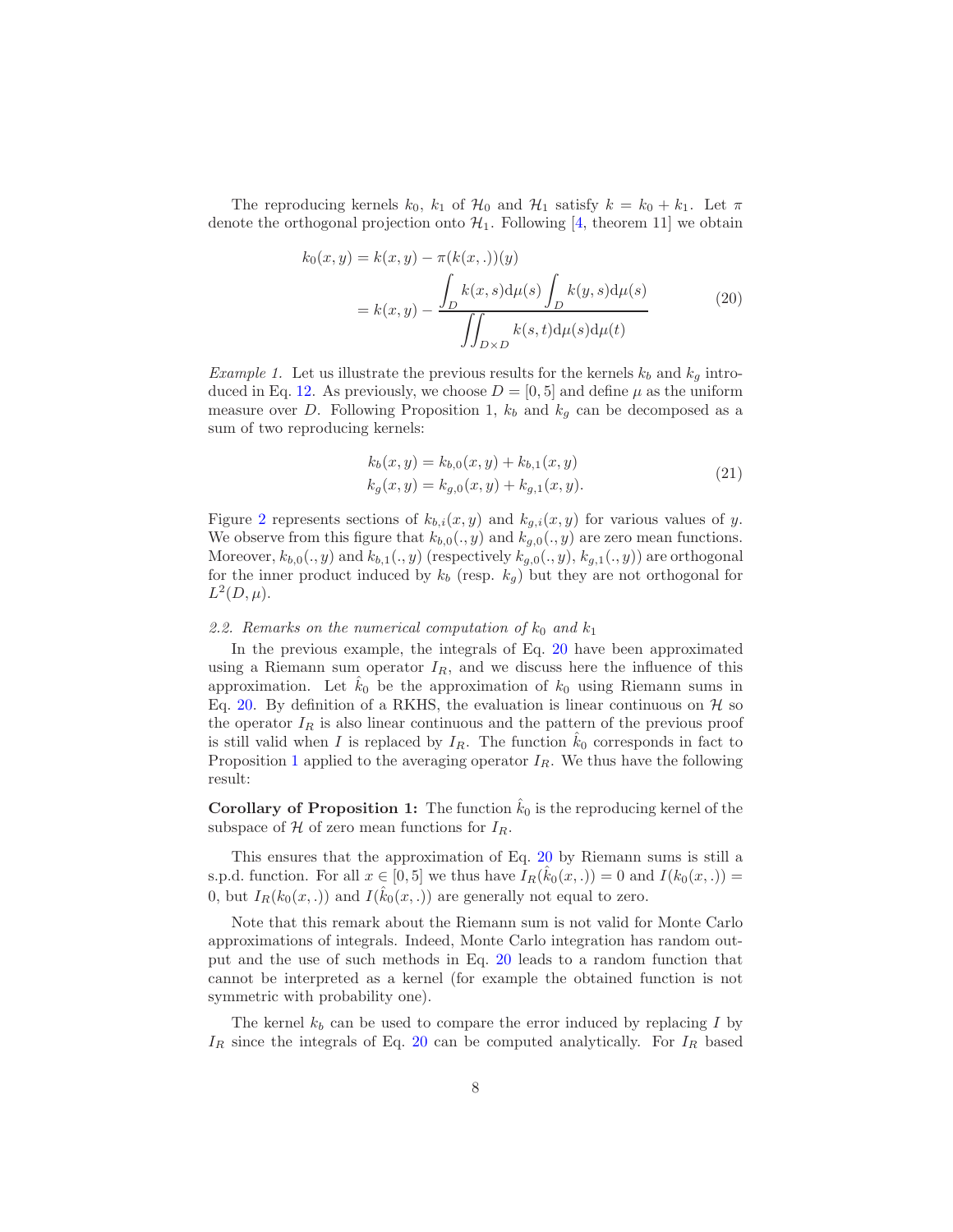The reproducing kernels $k_0$, $k_1$ of $\mathcal{H}_0$ and $\mathcal{H}_1$ satisfy $k = k_0 + k_1$. Let $\pi$ denote the orthogonal projection onto $\mathcal{H}_1$. Following [4, theorem 11] we obtain

$$
\begin{aligned}
k_0(x,y) &= k(x,y) - \pi(k(x,.))(y) \\
&= k(x,y) - \frac{\displaystyle\int_D k(x,s)\mathrm{d}\mu(s) \int_D k(y,s)\mathrm{d}\mu(s)}{\displaystyle\iint_{D\times D} k(s,t)\mathrm{d}\mu(s)\mathrm{d}\mu(t)}
\end{aligned}
\tag{20}
$$

*Example 1.* Let us illustrate the previous results for the kernels $k_b$ and $k_g$ introduced in Eq. 12. As previously, we choose $D = [0,5]$ and define $\mu$ as the uniform measure over $D$. Following Proposition 1, $k_b$ and $k_g$ can be decomposed as a sum of two reproducing kernels:

$$
\begin{aligned}
k_b(x,y) &= k_{b,0}(x,y) + k_{b,1}(x,y) \\
k_g(x,y) &= k_{g,0}(x,y) + k_{g,1}(x,y).
\end{aligned}
\tag{21}
$$

Figure 2 represents sections of $k_{b,i}(x,y)$ and $k_{g,i}(x,y)$ for various values of $y$. We observe from this figure that $k_{b,0}(.,y)$ and $k_{g,0}(.,y)$ are zero mean functions. Moreover, $k_{b,0}(.,y)$ and $k_{b,1}(.,y)$ (respectively $k_{g,0}(.,y)$, $k_{g,1}(.,y)$) are orthogonal for the inner product induced by $k_b$ (resp. $k_g$) but they are not orthogonal for $L^2(D,\mu)$.

### 2.2. Remarks on the numerical computation of $k_0$ and $k_1$

In the previous example, the integrals of Eq. 20 have been approximated using a Riemann sum operator $I_R$, and we discuss here the influence of this approximation. Let $\hat{k}_0$ be the approximation of $k_0$ using Riemann sums in Eq. 20. By definition of a RKHS, the evaluation is linear continuous on $\mathcal{H}$ so the operator $I_R$ is also linear continuous and the pattern of the previous proof is still valid when $I$ is replaced by $I_R$. The function $\hat{k}_0$ corresponds in fact to Proposition 1 applied to the averaging operator $I_R$. We thus have the following result:

**Corollary of Proposition 1:** The function $\hat{k}_0$ is the reproducing kernel of the subspace of $\mathcal{H}$ of zero mean functions for $I_R$.

This ensures that the approximation of Eq. 20 by Riemann sums is still a s.p.d. function. For all $x \in [0,5]$ we thus have $I_R(\hat{k}_0(x,.)) = 0$ and $I(k_0(x,.)) = 0$, but $I_R(k_0(x,.))$ and $I(\hat{k}_0(x,.))$ are generally not equal to zero.

Note that this remark about the Riemann sum is not valid for Monte Carlo approximations of integrals. Indeed, Monte Carlo integration has random output and the use of such methods in Eq. 20 leads to a random function that cannot be interpreted as a kernel (for example the obtained function is not symmetric with probability one).

The kernel $k_b$ can be used to compare the error induced by replacing $I$ by $I_R$ since the integrals of Eq. 20 can be computed analytically. For $I_R$ based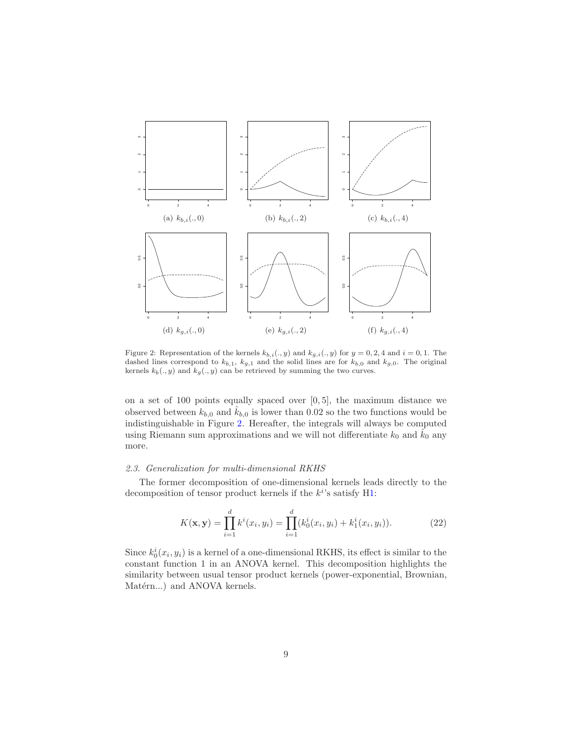(a) $k_{b,i}(.,0)$ (b) $k_{b,i}(.,2)$ (c) $k_{b,i}(.,4)$

(d) $k_{g,i}(.,0)$ (e) $k_{g,i}(.,2)$ (f) $k_{g,i}(.,4)$

Figure 2: Representation of the kernels $k_{b,i}(.,y)$ and $k_{g,i}(.,y)$ for $y = 0, 2, 4$ and $i = 0, 1$. The dashed lines correspond to $k_{b,1}$, $k_{g,1}$ and the solid lines are for $k_{b,0}$ and $k_{g,0}$. The original kernels $k_b(.,y)$ and $k_g(.,y)$ can be retrieved by summing the two curves.

on a set of 100 points equally spaced over $[0, 5]$, the maximum distance we observed between $k_{b,0}$ and $\hat{k}_{b,0}$ is lower than 0.02 so the two functions would be indistinguishable in Figure 2. Hereafter, the integrals will always be computed using Riemann sum approximations and we will not differentiate $k_0$ and $\hat{k}_0$ any more.

### *2.3. Generalization for multi-dimensional RKHS*

The former decomposition of one-dimensional kernels leads directly to the decomposition of tensor product kernels if the $k^i$'s satisfy H1:

$$K(\mathbf{x}, \mathbf{y}) = \prod_{i=1}^{d} k^i(x_i, y_i) = \prod_{i=1}^{d} (k_0^i(x_i, y_i) + k_1^i(x_i, y_i)). \tag{22}$$

Since $k_0^i(x_i, y_i)$ is a kernel of a one-dimensional RKHS, its effect is similar to the constant function 1 in an ANOVA kernel. This decomposition highlights the similarity between usual tensor product kernels (power-exponential, Brownian, Matérn...) and ANOVA kernels.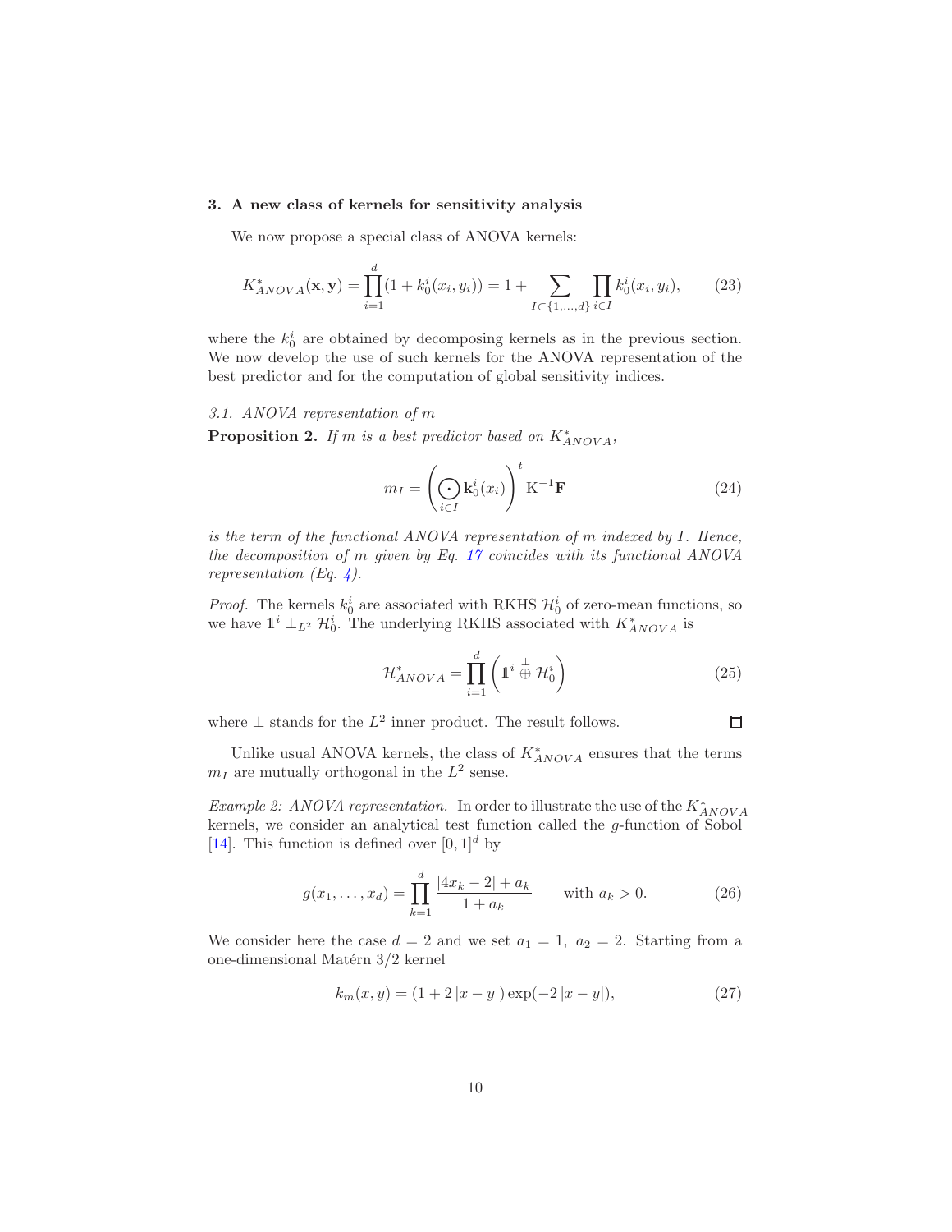## 3. A new class of kernels for sensitivity analysis

We now propose a special class of ANOVA kernels:

$$K^*_{ANOVA}(\mathbf{x}, \mathbf{y}) = \prod_{i=1}^{d} (1 + k_0^i(x_i, y_i)) = 1 + \sum_{I \subset \{1,\ldots,d\}} \prod_{i \in I} k_0^i(x_i, y_i), \qquad (23)$$

where the $k_0^i$ are obtained by decomposing kernels as in the previous section. We now develop the use of such kernels for the ANOVA representation of the best predictor and for the computation of global sensitivity indices.

### 3.1. ANOVA representation of $m$

**Proposition 2.** *If $m$ is a best predictor based on $K^*_{ANOVA}$,*

$$m_I = \left( \bigodot_{i \in I} \mathbf{k}_0^i(x_i) \right)^t \mathrm{K}^{-1} \mathbf{F} \qquad (24)$$

*is the term of the functional ANOVA representation of $m$ indexed by $I$. Hence, the decomposition of $m$ given by Eq. 17 coincides with its functional ANOVA representation (Eq. 4).*

*Proof.* The kernels $k_0^i$ are associated with RKHS $\mathcal{H}_0^i$ of zero-mean functions, so we have $\mathbb{1}^i \perp_{L^2} \mathcal{H}_0^i$. The underlying RKHS associated with $K^*_{ANOVA}$ is

$$\mathcal{H}^*_{ANOVA} = \prod_{i=1}^{d} \left( \mathbb{1}^i \overset{\perp}{\oplus} \mathcal{H}_0^i \right) \qquad (25)$$

where $\perp$ stands for the $L^2$ inner product. The result follows. □

Unlike usual ANOVA kernels, the class of $K^*_{ANOVA}$ ensures that the terms $m_I$ are mutually orthogonal in the $L^2$ sense.

*Example 2: ANOVA representation.* In order to illustrate the use of the $K^*_{ANOVA}$ kernels, we consider an analytical test function called the $g$-function of Sobol [14]. This function is defined over $[0, 1]^d$ by

$$g(x_1, \ldots, x_d) = \prod_{k=1}^{d} \frac{|4x_k - 2| + a_k}{1 + a_k} \qquad \text{with } a_k > 0. \qquad (26)$$

We consider here the case $d = 2$ and we set $a_1 = 1,\ a_2 = 2$. Starting from a one-dimensional Matérn 3/2 kernel

$$k_m(x, y) = (1 + 2\,|x - y|) \exp(-2\,|x - y|), \qquad (27)$$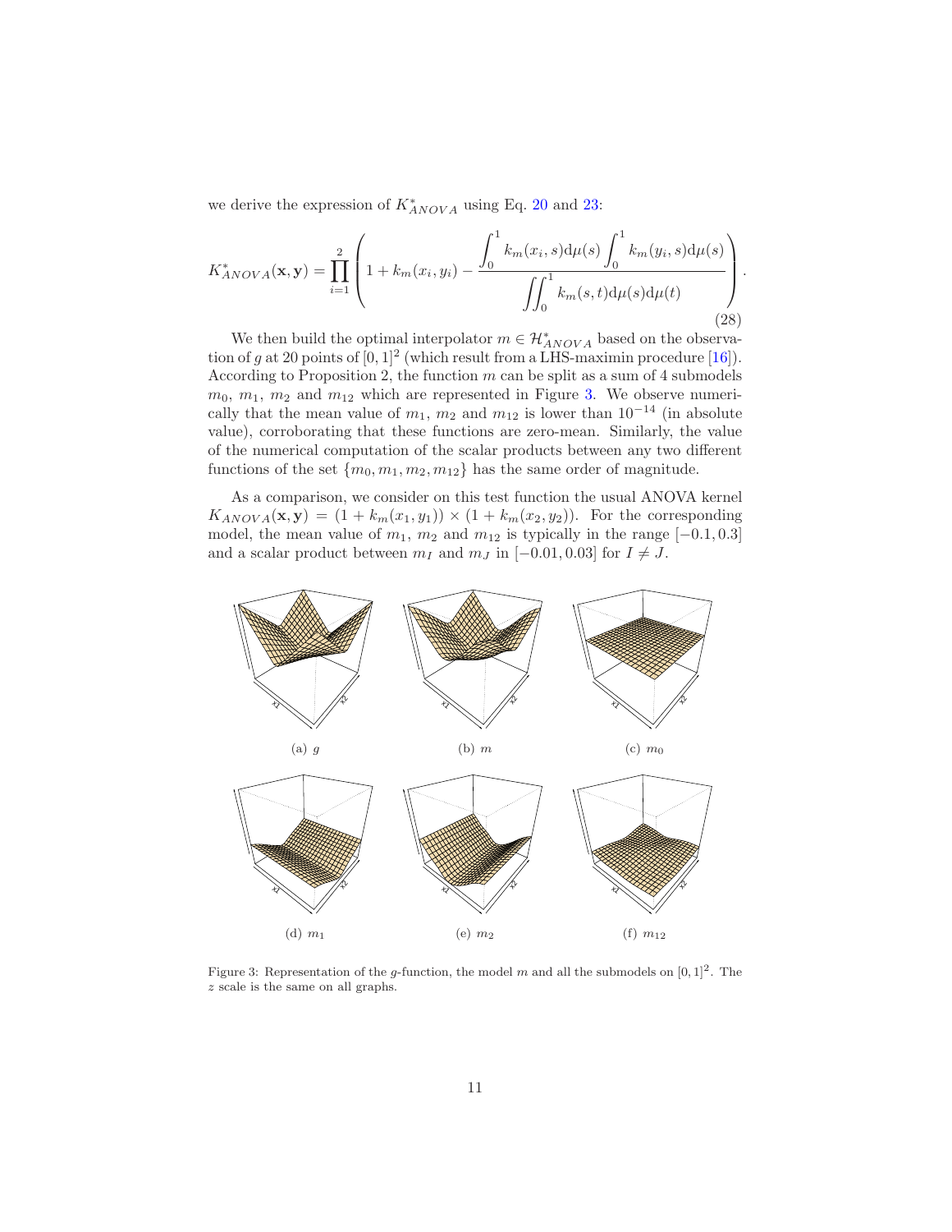we derive the expression of $K^*_{ANOVA}$ using Eq. 20 and 23:

$$K^*_{ANOVA}(\mathbf{x}, \mathbf{y}) = \prod_{i=1}^{2} \left( 1 + k_m(x_i, y_i) - \frac{\displaystyle\int_0^1 k_m(x_i, s) \mathrm{d}\mu(s) \int_0^1 k_m(y_i, s) \mathrm{d}\mu(s)}{\displaystyle\iint_0^1 k_m(s, t) \mathrm{d}\mu(s) \mathrm{d}\mu(t)} \right). \tag{28}$$

We then build the optimal interpolator $m \in \mathcal{H}^*_{ANOVA}$ based on the observation of $g$ at 20 points of $[0, 1]^2$ (which result from a LHS-maximin procedure [16]). According to Proposition 2, the function $m$ can be split as a sum of 4 submodels $m_0$, $m_1$, $m_2$ and $m_{12}$ which are represented in Figure 3. We observe numerically that the mean value of $m_1$, $m_2$ and $m_{12}$ is lower than $10^{-14}$ (in absolute value), corroborating that these functions are zero-mean. Similarly, the value of the numerical computation of the scalar products between any two different functions of the set $\{m_0, m_1, m_2, m_{12}\}$ has the same order of magnitude.

As a comparison, we consider on this test function the usual ANOVA kernel $K_{ANOVA}(\mathbf{x}, \mathbf{y}) = (1 + k_m(x_1, y_1)) \times (1 + k_m(x_2, y_2))$. For the corresponding model, the mean value of $m_1$, $m_2$ and $m_{12}$ is typically in the range $[-0.1, 0.3]$ and a scalar product between $m_I$ and $m_J$ in $[-0.01, 0.03]$ for $I \neq J$.

(a) $g$ (b) $m$ (c) $m_0$

(d) $m_1$ (e) $m_2$ (f) $m_{12}$

Figure 3: Representation of the $g$-function, the model $m$ and all the submodels on $[0, 1]^2$. The $z$ scale is the same on all graphs.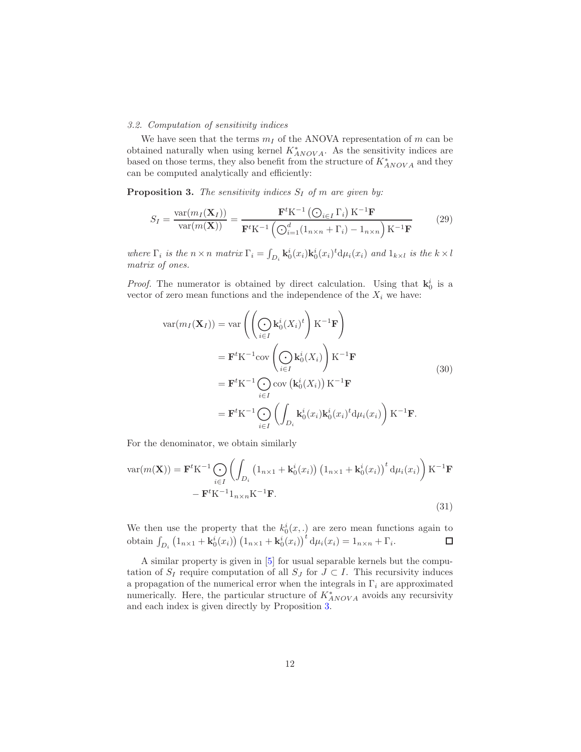### 3.2. Computation of sensitivity indices

We have seen that the terms $m_I$ of the ANOVA representation of $m$ can be obtained naturally when using kernel $K^*_{ANOVA}$. As the sensitivity indices are based on those terms, they also benefit from the structure of $K^*_{ANOVA}$ and they can be computed analytically and efficiently:

**Proposition 3.** *The sensitivity indices $S_I$ of $m$ are given by:*

$$S_I = \frac{\mathrm{var}(m_I(\mathbf{X}_I))}{\mathrm{var}(m(\mathbf{X}))} = \frac{\mathbf{F}^t \mathrm{K}^{-1} \left( \bigodot_{i \in I} \Gamma_i \right) \mathrm{K}^{-1} \mathbf{F}}{\mathbf{F}^t \mathrm{K}^{-1} \left( \bigodot_{i=1}^{d} (1_{n \times n} + \Gamma_i) - 1_{n \times n} \right) \mathrm{K}^{-1} \mathbf{F}} \tag{29}$$

*where $\Gamma_i$ is the $n \times n$ matrix $\Gamma_i = \int_{D_i} \mathbf{k}_0^i(x_i) \mathbf{k}_0^i(x_i)^t \mathrm{d}\mu_i(x_i)$ and $1_{k \times l}$ is the $k \times l$ matrix of ones.*

*Proof.* The numerator is obtained by direct calculation. Using that $\mathbf{k}_0^i$ is a vector of zero mean functions and the independence of the $X_i$ we have:

$$\begin{aligned}
\mathrm{var}(m_I(\mathbf{X}_I)) &= \mathrm{var}\left( \left( \bigodot_{i \in I} \mathbf{k}_0^i(X_i)^t \right) \mathrm{K}^{-1} \mathbf{F} \right) \\
&= \mathbf{F}^t \mathrm{K}^{-1} \mathrm{cov} \left( \bigodot_{i \in I} \mathbf{k}_0^i(X_i) \right) \mathrm{K}^{-1} \mathbf{F} \\
&= \mathbf{F}^t \mathrm{K}^{-1} \bigodot_{i \in I} \mathrm{cov}\left( \mathbf{k}_0^i(X_i) \right) \mathrm{K}^{-1} \mathbf{F} \\
&= \mathbf{F}^t \mathrm{K}^{-1} \bigodot_{i \in I} \left( \int_{D_i} \mathbf{k}_0^i(x_i) \mathbf{k}_0^i(x_i)^t \mathrm{d}\mu_i(x_i) \right) \mathrm{K}^{-1} \mathbf{F}.
\end{aligned} \tag{30}$$

For the denominator, we obtain similarly

$$\begin{aligned}
\mathrm{var}(m(\mathbf{X})) = \mathbf{F}^t \mathrm{K}^{-1} \bigodot_{i \in I} \left( \int_{D_i} \left( 1_{n \times 1} + \mathbf{k}_0^i(x_i) \right) \left( 1_{n \times 1} + \mathbf{k}_0^i(x_i) \right)^t \mathrm{d}\mu_i(x_i) \right) \mathrm{K}^{-1} \mathbf{F} \\
- \mathbf{F}^t \mathrm{K}^{-1} 1_{n \times n} \mathrm{K}^{-1} \mathbf{F}.
\end{aligned} \tag{31}$$

We then use the property that the $k_0^i(x, .)$ are zero mean functions again to obtain $\int_{D_i} \left( 1_{n \times 1} + \mathbf{k}_0^i(x_i) \right) \left( 1_{n \times 1} + \mathbf{k}_0^i(x_i) \right)^t \mathrm{d}\mu_i(x_i) = 1_{n \times n} + \Gamma_i$. $\square$

A similar property is given in [5] for usual separable kernels but the computation of $S_I$ require computation of all $S_J$ for $J \subset I$. This recursivity induces a propagation of the numerical error when the integrals in $\Gamma_i$ are approximated numerically. Here, the particular structure of $K^*_{ANOVA}$ avoids any recursivity and each index is given directly by Proposition 3.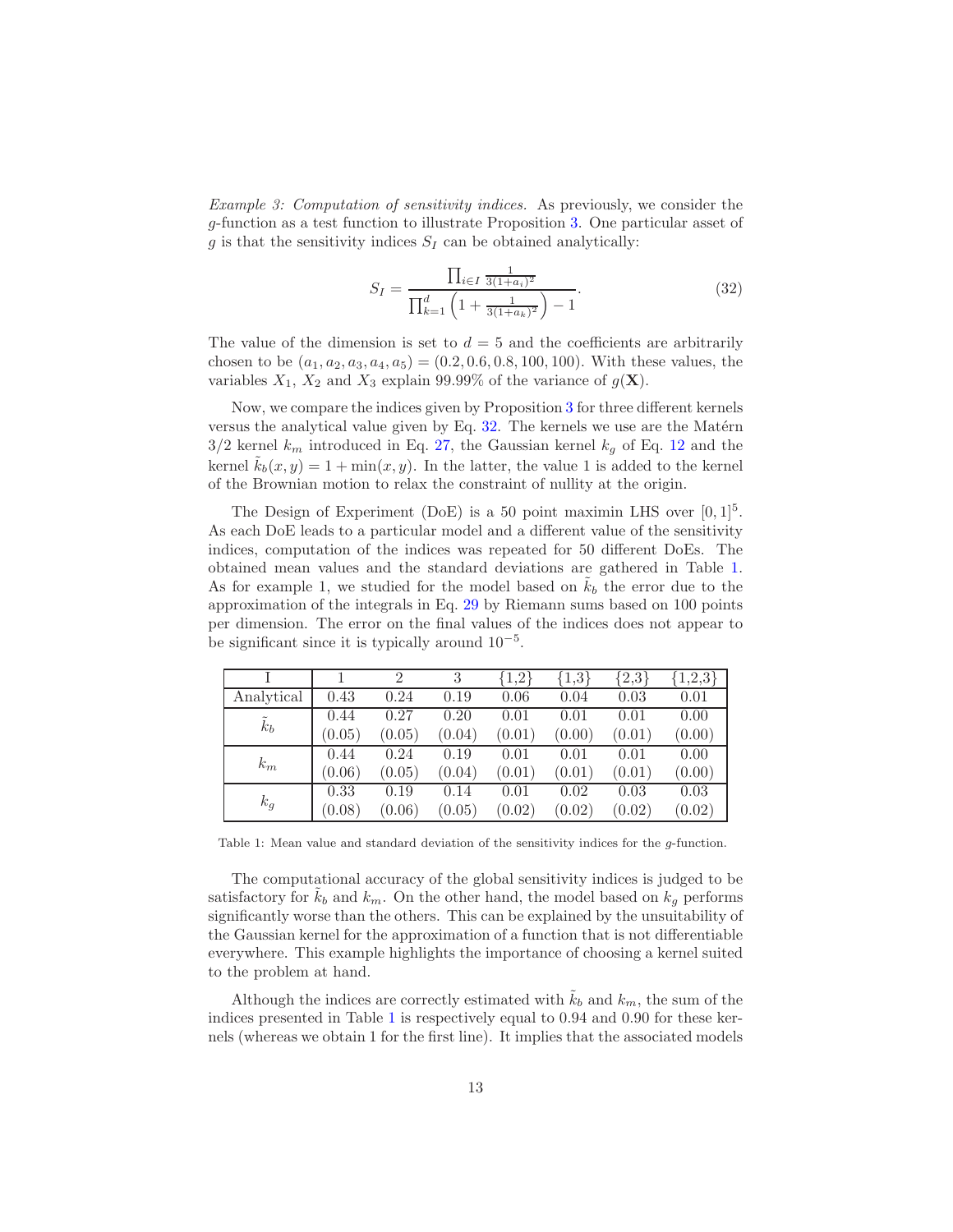*Example 3: Computation of sensitivity indices.* As previously, we consider the $g$-function as a test function to illustrate Proposition 3. One particular asset of $g$ is that the sensitivity indices $S_I$ can be obtained analytically:

$$S_I = \frac{\prod_{i \in I} \frac{1}{3(1+a_i)^2}}{\prod_{k=1}^{d} \left(1 + \frac{1}{3(1+a_k)^2}\right) - 1}. \tag{32}$$

The value of the dimension is set to $d = 5$ and the coefficients are arbitrarily chosen to be $(a_1, a_2, a_3, a_4, a_5) = (0.2, 0.6, 0.8, 100, 100)$. With these values, the variables $X_1$, $X_2$ and $X_3$ explain 99.99% of the variance of $g(\mathbf{X})$.

Now, we compare the indices given by Proposition 3 for three different kernels versus the analytical value given by Eq. 32. The kernels we use are the Matérn 3/2 kernel $k_m$ introduced in Eq. 27, the Gaussian kernel $k_g$ of Eq. 12 and the kernel $\tilde{k}_b(x, y) = 1 + \min(x, y)$. In the latter, the value 1 is added to the kernel of the Brownian motion to relax the constraint of nullity at the origin.

The Design of Experiment (DoE) is a 50 point maximin LHS over $[0, 1]^5$. As each DoE leads to a particular model and a different value of the sensitivity indices, computation of the indices was repeated for 50 different DoEs. The obtained mean values and the standard deviations are gathered in Table 1. As for example 1, we studied for the model based on $\tilde{k}_b$ the error due to the approximation of the integrals in Eq. 29 by Riemann sums based on 100 points per dimension. The error on the final values of the indices does not appear to be significant since it is typically around $10^{-5}$.

| I | 1 | 2 | 3 | {1,2} | {1,3} | {2,3} | {1,2,3} |
|---|---|---|---|---|---|---|---|
| Analytical | 0.43 | 0.24 | 0.19 | 0.06 | 0.04 | 0.03 | 0.01 |
| $\tilde{k}_b$ | 0.44 | 0.27 | 0.20 | 0.01 | 0.01 | 0.01 | 0.00 |
| | (0.05) | (0.05) | (0.04) | (0.01) | (0.00) | (0.01) | (0.00) |
| $k_m$ | 0.44 | 0.24 | 0.19 | 0.01 | 0.01 | 0.01 | 0.00 |
| | (0.06) | (0.05) | (0.04) | (0.01) | (0.01) | (0.01) | (0.00) |
| $k_g$ | 0.33 | 0.19 | 0.14 | 0.01 | 0.02 | 0.03 | 0.03 |
| | (0.08) | (0.06) | (0.05) | (0.02) | (0.02) | (0.02) | (0.02) |

Table 1: Mean value and standard deviation of the sensitivity indices for the $g$-function.

The computational accuracy of the global sensitivity indices is judged to be satisfactory for $\tilde{k}_b$ and $k_m$. On the other hand, the model based on $k_g$ performs significantly worse than the others. This can be explained by the unsuitability of the Gaussian kernel for the approximation of a function that is not differentiable everywhere. This example highlights the importance of choosing a kernel suited to the problem at hand.

Although the indices are correctly estimated with $\tilde{k}_b$ and $k_m$, the sum of the indices presented in Table 1 is respectively equal to 0.94 and 0.90 for these kernels (whereas we obtain 1 for the first line). It implies that the associated models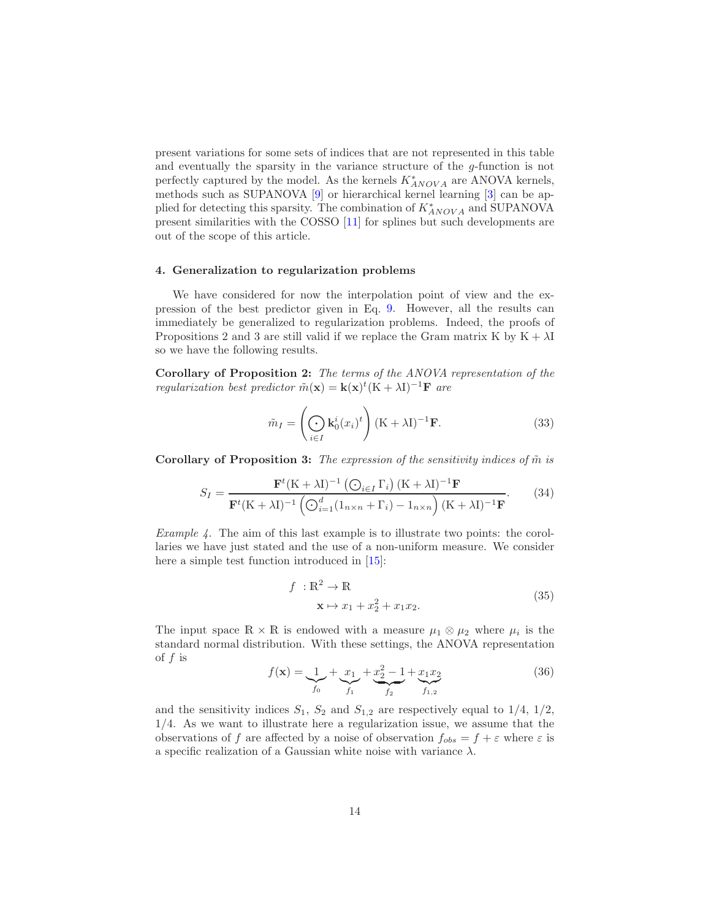present variations for some sets of indices that are not represented in this table and eventually the sparsity in the variance structure of the $g$-function is not perfectly captured by the model. As the kernels $K^*_{ANOVA}$ are ANOVA kernels, methods such as SUPANOVA [9] or hierarchical kernel learning [3] can be applied for detecting this sparsity. The combination of $K^*_{ANOVA}$ and SUPANOVA present similarities with the COSSO [11] for splines but such developments are out of the scope of this article.

## 4. Generalization to regularization problems

We have considered for now the interpolation point of view and the expression of the best predictor given in Eq. 9. However, all the results can immediately be generalized to regularization problems. Indeed, the proofs of Propositions 2 and 3 are still valid if we replace the Gram matrix K by $\mathrm{K} + \lambda \mathrm{I}$ so we have the following results.

**Corollary of Proposition 2:** *The terms of the ANOVA representation of the regularization best predictor* $\tilde{m}(\mathbf{x}) = \mathbf{k}(\mathbf{x})^t(\mathrm{K} + \lambda\mathrm{I})^{-1}\mathbf{F}$ *are*

$$\tilde{m}_I = \left( \bigodot_{i \in I} \mathbf{k}_0^i(x_i)^t \right) (\mathrm{K} + \lambda\mathrm{I})^{-1}\mathbf{F}. \tag{33}$$

**Corollary of Proposition 3:** *The expression of the sensitivity indices of* $\tilde{m}$ *is*

$$S_I = \frac{\mathbf{F}^t(\mathrm{K} + \lambda\mathrm{I})^{-1} \left( \bigodot_{i \in I} \Gamma_i \right) (\mathrm{K} + \lambda\mathrm{I})^{-1}\mathbf{F}}{\mathbf{F}^t(\mathrm{K} + \lambda\mathrm{I})^{-1} \left( \bigodot_{i=1}^{d} (1_{n \times n} + \Gamma_i) - 1_{n \times n} \right) (\mathrm{K} + \lambda\mathrm{I})^{-1}\mathbf{F}}. \tag{34}$$

*Example 4.* The aim of this last example is to illustrate two points: the corollaries we have just stated and the use of a non-uniform measure. We consider here a simple test function introduced in [15]:

$$\begin{aligned} f \ &: \mathbb{R}^2 \to \mathbb{R} \\ &\mathbf{x} \mapsto x_1 + x_2^2 + x_1 x_2. \end{aligned} \tag{35}$$

The input space $\mathbb{R} \times \mathbb{R}$ is endowed with a measure $\mu_1 \otimes \mu_2$ where $\mu_i$ is the standard normal distribution. With these settings, the ANOVA representation of $f$ is

$$f(\mathbf{x}) = \underbrace{1}_{f_0} + \underbrace{x_1}_{f_1} + \underbrace{x_2^2 - 1}_{f_2} + \underbrace{x_1 x_2}_{f_{1,2}} \tag{36}$$

and the sensitivity indices $S_1$, $S_2$ and $S_{1,2}$ are respectively equal to 1/4, 1/2, 1/4. As we want to illustrate here a regularization issue, we assume that the observations of $f$ are affected by a noise of observation $f_{obs} = f + \varepsilon$ where $\varepsilon$ is a specific realization of a Gaussian white noise with variance $\lambda$.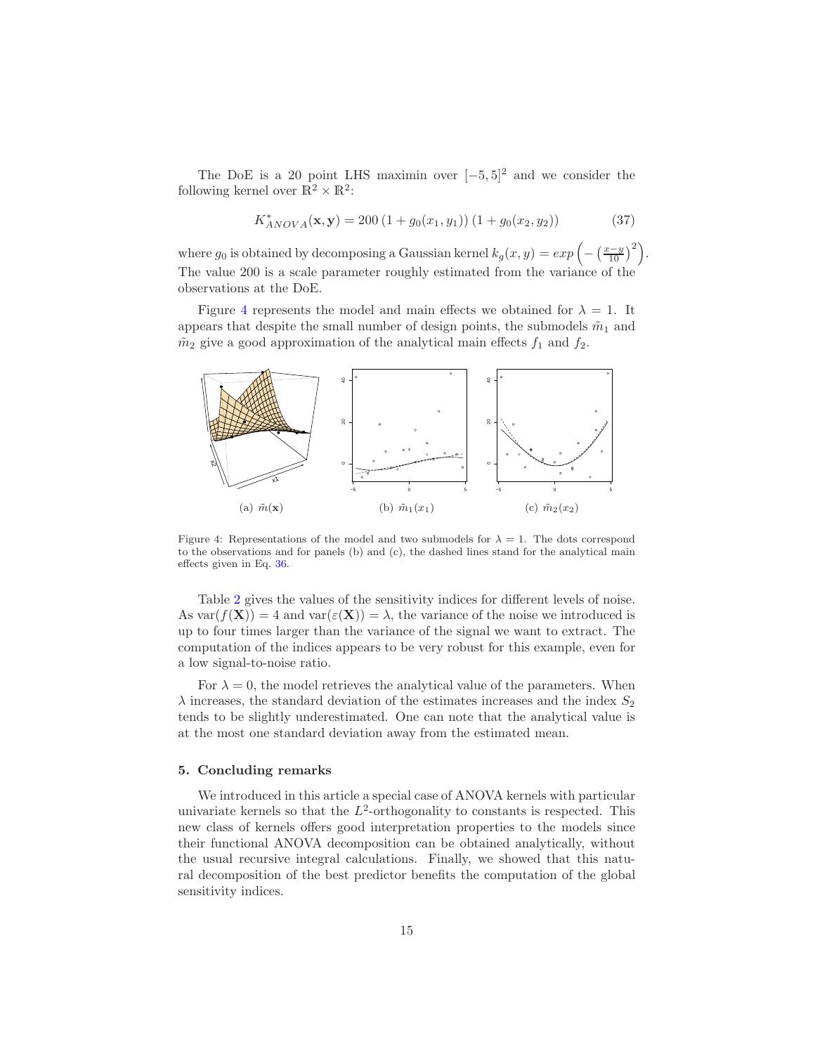The DoE is a 20 point LHS maximin over $[-5, 5]^2$ and we consider the following kernel over $\mathbb{R}^2 \times \mathbb{R}^2$:

$$K^*_{ANOVA}(\mathbf{x}, \mathbf{y}) = 200\,(1 + g_0(x_1, y_1))\,(1 + g_0(x_2, y_2)) \tag{37}$$

where $g_0$ is obtained by decomposing a Gaussian kernel $k_g(x, y) = exp\left(-\left(\frac{x-y}{10}\right)^2\right)$. The value 200 is a scale parameter roughly estimated from the variance of the observations at the DoE.

Figure 4 represents the model and main effects we obtained for $\lambda = 1$. It appears that despite the small number of design points, the submodels $\tilde{m}_1$ and $\tilde{m}_2$ give a good approximation of the analytical main effects $f_1$ and $f_2$.

(a) $\tilde{m}(\mathbf{x})$ (b) $\tilde{m}_1(x_1)$ (c) $\tilde{m}_2(x_2)$

Figure 4: Representations of the model and two submodels for $\lambda = 1$. The dots correspond to the observations and for panels (b) and (c), the dashed lines stand for the analytical main effects given in Eq. 36.

Table 2 gives the values of the sensitivity indices for different levels of noise. As $\text{var}(f(\mathbf{X})) = 4$ and $\text{var}(\varepsilon(\mathbf{X})) = \lambda$, the variance of the noise we introduced is up to four times larger than the variance of the signal we want to extract. The computation of the indices appears to be very robust for this example, even for a low signal-to-noise ratio.

For $\lambda = 0$, the model retrieves the analytical value of the parameters. When $\lambda$ increases, the standard deviation of the estimates increases and the index $S_2$ tends to be slightly underestimated. One can note that the analytical value is at the most one standard deviation away from the estimated mean.

## 5. Concluding remarks

We introduced in this article a special case of ANOVA kernels with particular univariate kernels so that the $L^2$-orthogonality to constants is respected. This new class of kernels offers good interpretation properties to the models since their functional ANOVA decomposition can be obtained analytically, without the usual recursive integral calculations. Finally, we showed that this natural decomposition of the best predictor benefits the computation of the global sensitivity indices.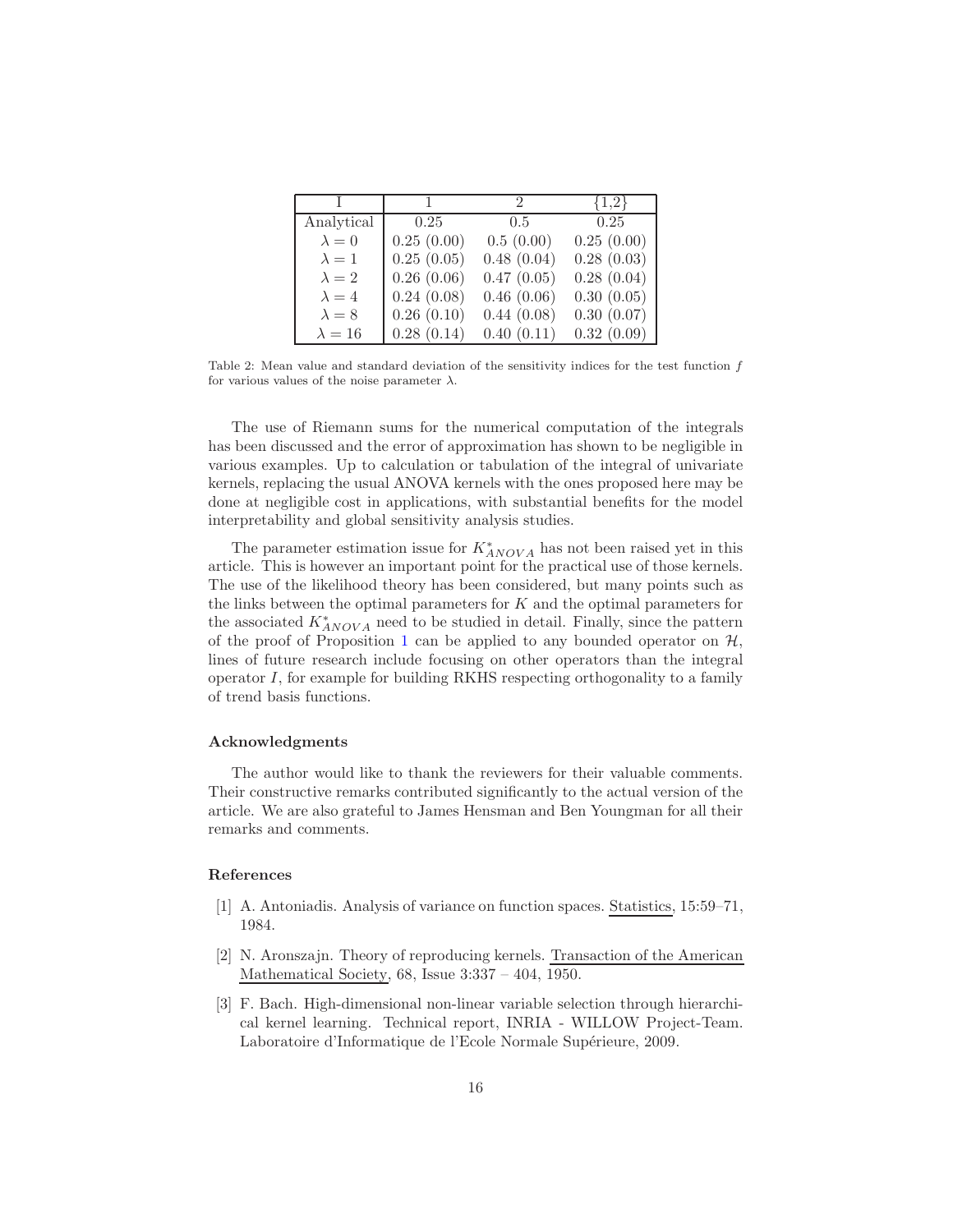| I | 1 | 2 | {1,2} |
| --- | --- | --- | --- |
| Analytical | 0.25 | 0.5 | 0.25 |
| $\lambda = 0$ | 0.25 (0.00) | 0.5 (0.00) | 0.25 (0.00) |
| $\lambda = 1$ | 0.25 (0.05) | 0.48 (0.04) | 0.28 (0.03) |
| $\lambda = 2$ | 0.26 (0.06) | 0.47 (0.05) | 0.28 (0.04) |
| $\lambda = 4$ | 0.24 (0.08) | 0.46 (0.06) | 0.30 (0.05) |
| $\lambda = 8$ | 0.26 (0.10) | 0.44 (0.08) | 0.30 (0.07) |
| $\lambda = 16$ | 0.28 (0.14) | 0.40 (0.11) | 0.32 (0.09) |

Table 2: Mean value and standard deviation of the sensitivity indices for the test function $f$ for various values of the noise parameter $\lambda$.

The use of Riemann sums for the numerical computation of the integrals has been discussed and the error of approximation has shown to be negligible in various examples. Up to calculation or tabulation of the integral of univariate kernels, replacing the usual ANOVA kernels with the ones proposed here may be done at negligible cost in applications, with substantial benefits for the model interpretability and global sensitivity analysis studies.

The parameter estimation issue for $K^*_{ANOVA}$ has not been raised yet in this article. This is however an important point for the practical use of those kernels. The use of the likelihood theory has been considered, but many points such as the links between the optimal parameters for $K$ and the optimal parameters for the associated $K^*_{ANOVA}$ need to be studied in detail. Finally, since the pattern of the proof of Proposition 1 can be applied to any bounded operator on $\mathcal{H}$, lines of future research include focusing on other operators than the integral operator $I$, for example for building RKHS respecting orthogonality to a family of trend basis functions.

### Acknowledgments

The author would like to thank the reviewers for their valuable comments. Their constructive remarks contributed significantly to the actual version of the article. We are also grateful to James Hensman and Ben Youngman for all their remarks and comments.

### References

[1] A. Antoniadis. Analysis of variance on function spaces. Statistics, 15:59–71, 1984.

[2] N. Aronszajn. Theory of reproducing kernels. Transaction of the American Mathematical Society, 68, Issue 3:337 – 404, 1950.

[3] F. Bach. High-dimensional non-linear variable selection through hierarchical kernel learning. Technical report, INRIA - WILLOW Project-Team. Laboratoire d'Informatique de l'Ecole Normale Supérieure, 2009.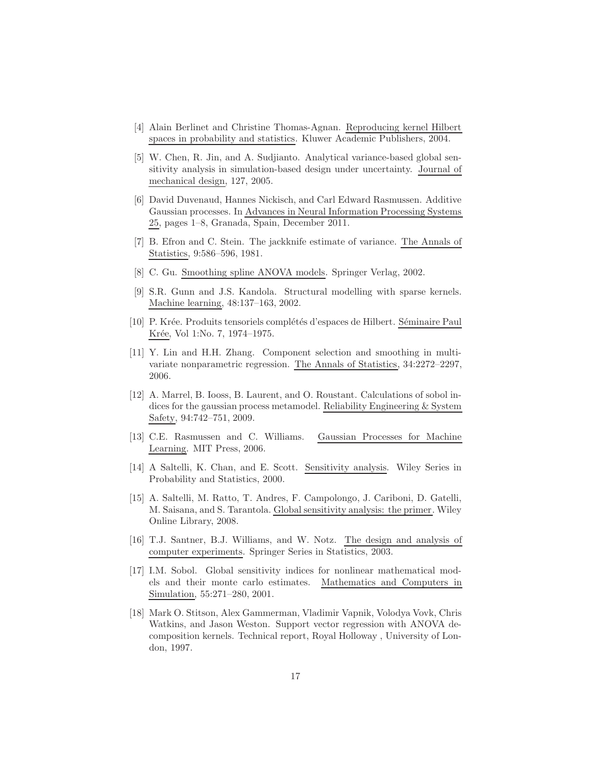[4] Alain Berlinet and Christine Thomas-Agnan. Reproducing kernel Hilbert spaces in probability and statistics. Kluwer Academic Publishers, 2004.

[5] W. Chen, R. Jin, and A. Sudjianto. Analytical variance-based global sensitivity analysis in simulation-based design under uncertainty. Journal of mechanical design, 127, 2005.

[6] David Duvenaud, Hannes Nickisch, and Carl Edward Rasmussen. Additive Gaussian processes. In Advances in Neural Information Processing Systems 25, pages 1–8, Granada, Spain, December 2011.

[7] B. Efron and C. Stein. The jackknife estimate of variance. The Annals of Statistics, 9:586–596, 1981.

[8] C. Gu. Smoothing spline ANOVA models. Springer Verlag, 2002.

[9] S.R. Gunn and J.S. Kandola. Structural modelling with sparse kernels. Machine learning, 48:137–163, 2002.

[10] P. Krée. Produits tensoriels complétés d'espaces de Hilbert. Séminaire Paul Krée, Vol 1:No. 7, 1974–1975.

[11] Y. Lin and H.H. Zhang. Component selection and smoothing in multivariate nonparametric regression. The Annals of Statistics, 34:2272–2297, 2006.

[12] A. Marrel, B. Iooss, B. Laurent, and O. Roustant. Calculations of sobol indices for the gaussian process metamodel. Reliability Engineering & System Safety, 94:742–751, 2009.

[13] C.E. Rasmussen and C. Williams. Gaussian Processes for Machine Learning. MIT Press, 2006.

[14] A Saltelli, K. Chan, and E. Scott. Sensitivity analysis. Wiley Series in Probability and Statistics, 2000.

[15] A. Saltelli, M. Ratto, T. Andres, F. Campolongo, J. Cariboni, D. Gatelli, M. Saisana, and S. Tarantola. Global sensitivity analysis: the primer. Wiley Online Library, 2008.

[16] T.J. Santner, B.J. Williams, and W. Notz. The design and analysis of computer experiments. Springer Series in Statistics, 2003.

[17] I.M. Sobol. Global sensitivity indices for nonlinear mathematical models and their monte carlo estimates. Mathematics and Computers in Simulation, 55:271–280, 2001.

[18] Mark O. Stitson, Alex Gammerman, Vladimir Vapnik, Volodya Vovk, Chris Watkins, and Jason Weston. Support vector regression with ANOVA decomposition kernels. Technical report, Royal Holloway , University of London, 1997.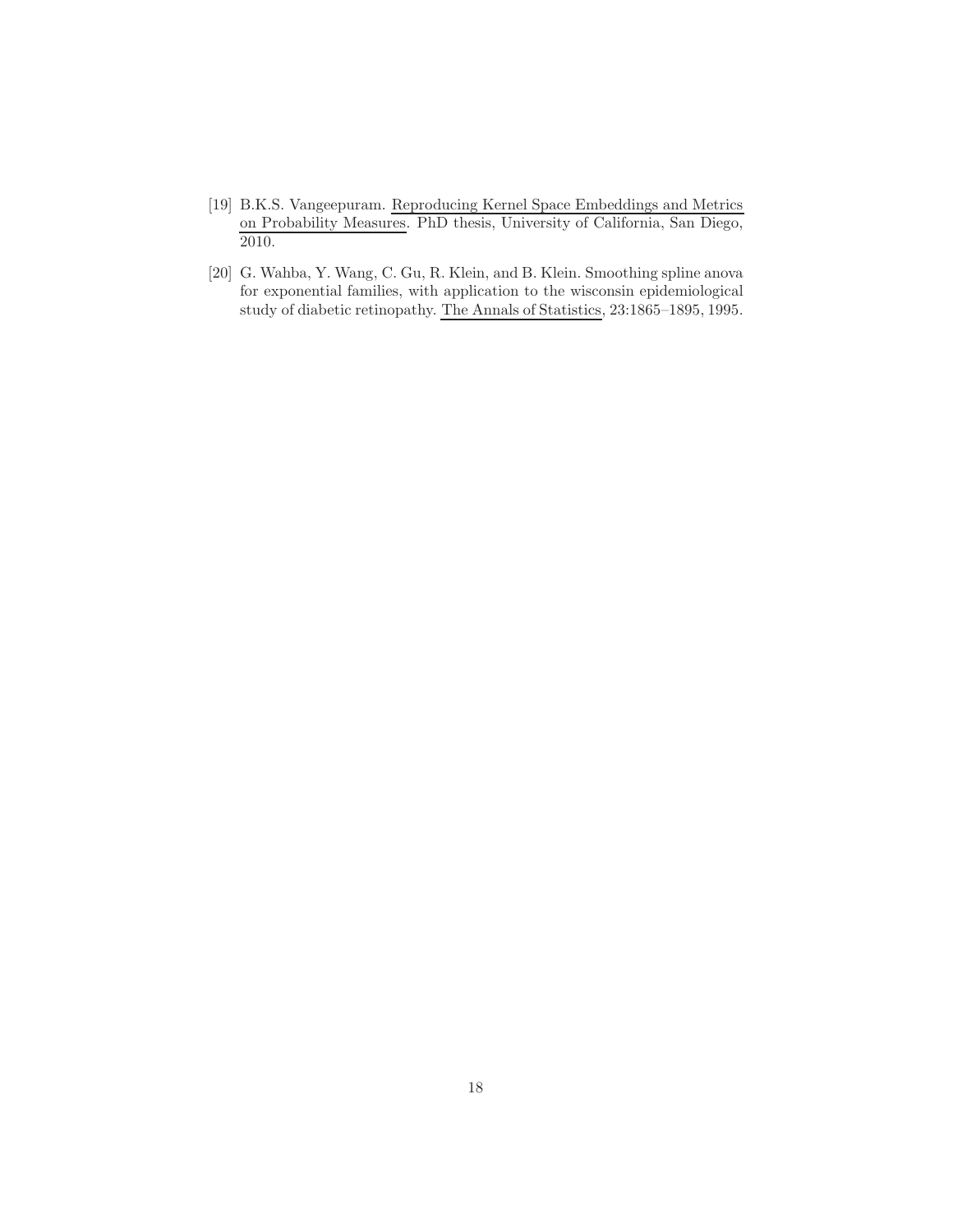[19] B.K.S. Vangeepuram. Reproducing Kernel Space Embeddings and Metrics on Probability Measures. PhD thesis, University of California, San Diego, 2010.

[20] G. Wahba, Y. Wang, C. Gu, R. Klein, and B. Klein. Smoothing spline anova for exponential families, with application to the wisconsin epidemiological study of diabetic retinopathy. The Annals of Statistics, 23:1865–1895, 1995.